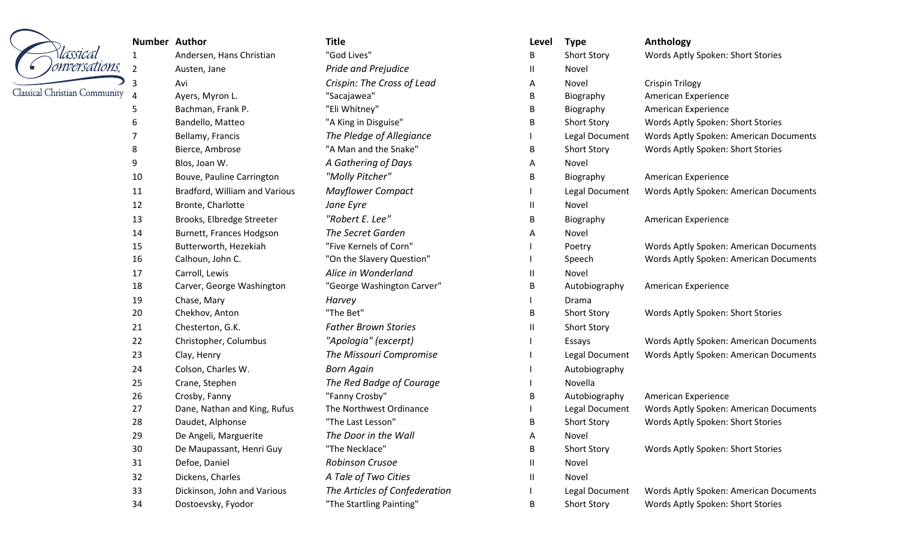Classical Conversations
Classical Christian Community

| Number | Author | Title | Level | Type | Anthology |
|---|---|---|---|---|---|
| 1 | Andersen, Hans Christian | "God Lives" | B | Short Story | Words Aptly Spoken: Short Stories |
| 2 | Austen, Jane | *Pride and Prejudice* | II | Novel | |
| 3 | Avi | *Crispin: The Cross of Lead* | A | Novel | Crispin Trilogy |
| 4 | Ayers, Myron L. | "Sacajawea" | B | Biography | American Experience |
| 5 | Bachman, Frank P. | "Eli Whitney" | B | Biography | American Experience |
| 6 | Bandello, Matteo | "A King in Disguise" | B | Short Story | Words Aptly Spoken: Short Stories |
| 7 | Bellamy, Francis | *The Pledge of Allegiance* | I | Legal Document | Words Aptly Spoken: American Documents |
| 8 | Bierce, Ambrose | "A Man and the Snake" | B | Short Story | Words Aptly Spoken: Short Stories |
| 9 | Blos, Joan W. | *A Gathering of Days* | A | Novel | |
| 10 | Bouve, Pauline Carrington | *"Molly Pitcher"* | B | Biography | American Experience |
| 11 | Bradford, William and Various | *Mayflower Compact* | I | Legal Document | Words Aptly Spoken: American Documents |
| 12 | Bronte, Charlotte | *Jane Eyre* | II | Novel | |
| 13 | Brooks, Elbredge Streeter | *"Robert E. Lee"* | B | Biography | American Experience |
| 14 | Burnett, Frances Hodgson | *The Secret Garden* | A | Novel | |
| 15 | Butterworth, Hezekiah | "Five Kernels of Corn" | I | Poetry | Words Aptly Spoken: American Documents |
| 16 | Calhoun, John C. | "On the Slavery Question" | I | Speech | Words Aptly Spoken: American Documents |
| 17 | Carroll, Lewis | *Alice in Wonderland* | II | Novel | |
| 18 | Carver, George Washington | "George Washington Carver" | B | Autobiography | American Experience |
| 19 | Chase, Mary | *Harvey* | I | Drama | |
| 20 | Chekhov, Anton | "The Bet" | B | Short Story | Words Aptly Spoken: Short Stories |
| 21 | Chesterton, G.K. | *Father Brown Stories* | II | Short Story | |
| 22 | Christopher, Columbus | *"Apologia" (excerpt)* | I | Essays | Words Aptly Spoken: American Documents |
| 23 | Clay, Henry | *The Missouri Compromise* | I | Legal Document | Words Aptly Spoken: American Documents |
| 24 | Colson, Charles W. | *Born Again* | I | Autobiography | |
| 25 | Crane, Stephen | *The Red Badge of Courage* | I | Novella | |
| 26 | Crosby, Fanny | "Fanny Crosby" | B | Autobiography | American Experience |
| 27 | Dane, Nathan and King, Rufus | The Northwest Ordinance | I | Legal Document | Words Aptly Spoken: American Documents |
| 28 | Daudet, Alphonse | "The Last Lesson" | B | Short Story | Words Aptly Spoken: Short Stories |
| 29 | De Angeli, Marguerite | *The Door in the Wall* | A | Novel | |
| 30 | De Maupassant, Henri Guy | "The Necklace" | B | Short Story | Words Aptly Spoken: Short Stories |
| 31 | Defoe, Daniel | *Robinson Crusoe* | II | Novel | |
| 32 | Dickens, Charles | *A Tale of Two Cities* | II | Novel | |
| 33 | Dickinson, John and Various | *The Articles of Confederation* | I | Legal Document | Words Aptly Spoken: American Documents |
| 34 | Dostoevsky, Fyodor | "The Startling Painting" | B | Short Story | Words Aptly Spoken: Short Stories |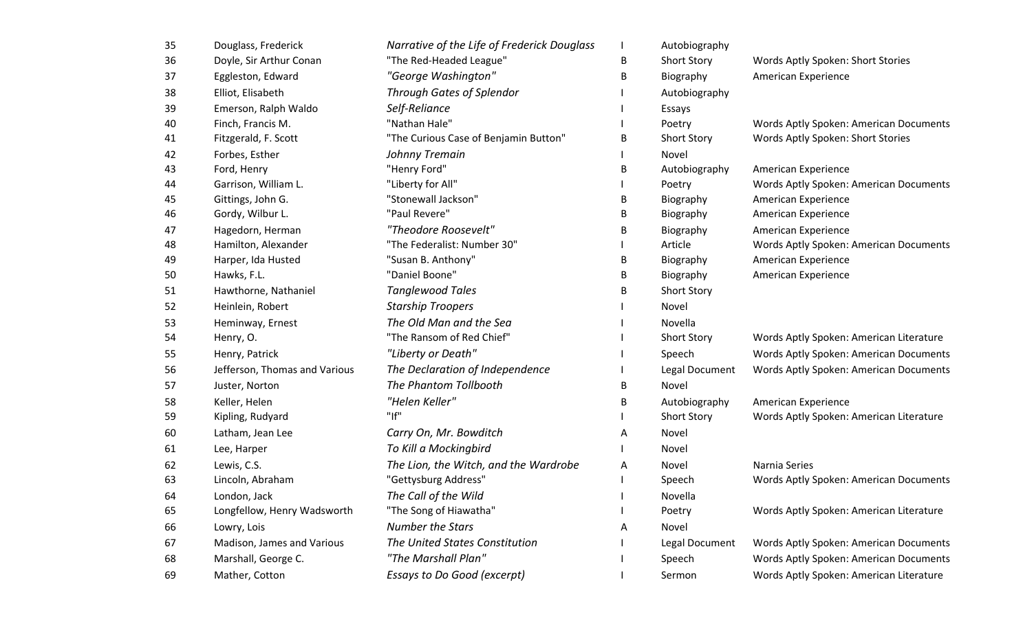| | | | | | |
|---|---|---|---|---|---|
| 35 | Douglass, Frederick | *Narrative of the Life of Frederick Douglass* | I | Autobiography | |
| 36 | Doyle, Sir Arthur Conan | "The Red-Headed League" | B | Short Story | Words Aptly Spoken: Short Stories |
| 37 | Eggleston, Edward | *"George Washington"* | B | Biography | American Experience |
| 38 | Elliot, Elisabeth | *Through Gates of Splendor* | I | Autobiography | |
| 39 | Emerson, Ralph Waldo | *Self-Reliance* | I | Essays | |
| 40 | Finch, Francis M. | "Nathan Hale" | I | Poetry | Words Aptly Spoken: American Documents |
| 41 | Fitzgerald, F. Scott | "The Curious Case of Benjamin Button" | B | Short Story | Words Aptly Spoken: Short Stories |
| 42 | Forbes, Esther | *Johnny Tremain* | I | Novel | |
| 43 | Ford, Henry | "Henry Ford" | B | Autobiography | American Experience |
| 44 | Garrison, William L. | "Liberty for All" | I | Poetry | Words Aptly Spoken: American Documents |
| 45 | Gittings, John G. | "Stonewall Jackson" | B | Biography | American Experience |
| 46 | Gordy, Wilbur L. | "Paul Revere" | B | Biography | American Experience |
| 47 | Hagedorn, Herman | *"Theodore Roosevelt"* | B | Biography | American Experience |
| 48 | Hamilton, Alexander | "The Federalist: Number 30" | I | Article | Words Aptly Spoken: American Documents |
| 49 | Harper, Ida Husted | "Susan B. Anthony" | B | Biography | American Experience |
| 50 | Hawks, F.L. | "Daniel Boone" | B | Biography | American Experience |
| 51 | Hawthorne, Nathaniel | *Tanglewood Tales* | B | Short Story | |
| 52 | Heinlein, Robert | *Starship Troopers* | I | Novel | |
| 53 | Heminway, Ernest | *The Old Man and the Sea* | I | Novella | |
| 54 | Henry, O. | "The Ransom of Red Chief" | I | Short Story | Words Aptly Spoken: American Literature |
| 55 | Henry, Patrick | *"Liberty or Death"* | I | Speech | Words Aptly Spoken: American Documents |
| 56 | Jefferson, Thomas and Various | *The Declaration of Independence* | I | Legal Document | Words Aptly Spoken: American Documents |
| 57 | Juster, Norton | *The Phantom Tollbooth* | B | Novel | |
| 58 | Keller, Helen | *"Helen Keller"* | B | Autobiography | American Experience |
| 59 | Kipling, Rudyard | "If" | I | Short Story | Words Aptly Spoken: American Literature |
| 60 | Latham, Jean Lee | *Carry On, Mr. Bowditch* | A | Novel | |
| 61 | Lee, Harper | *To Kill a Mockingbird* | I | Novel | |
| 62 | Lewis, C.S. | *The Lion, the Witch, and the Wardrobe* | A | Novel | Narnia Series |
| 63 | Lincoln, Abraham | "Gettysburg Address" | I | Speech | Words Aptly Spoken: American Documents |
| 64 | London, Jack | *The Call of the Wild* | I | Novella | |
| 65 | Longfellow, Henry Wadsworth | "The Song of Hiawatha" | I | Poetry | Words Aptly Spoken: American Literature |
| 66 | Lowry, Lois | *Number the Stars* | A | Novel | |
| 67 | Madison, James and Various | *The United States Constitution* | I | Legal Document | Words Aptly Spoken: American Documents |
| 68 | Marshall, George C. | *"The Marshall Plan"* | I | Speech | Words Aptly Spoken: American Documents |
| 69 | Mather, Cotton | *Essays to Do Good (excerpt)* | I | Sermon | Words Aptly Spoken: American Literature |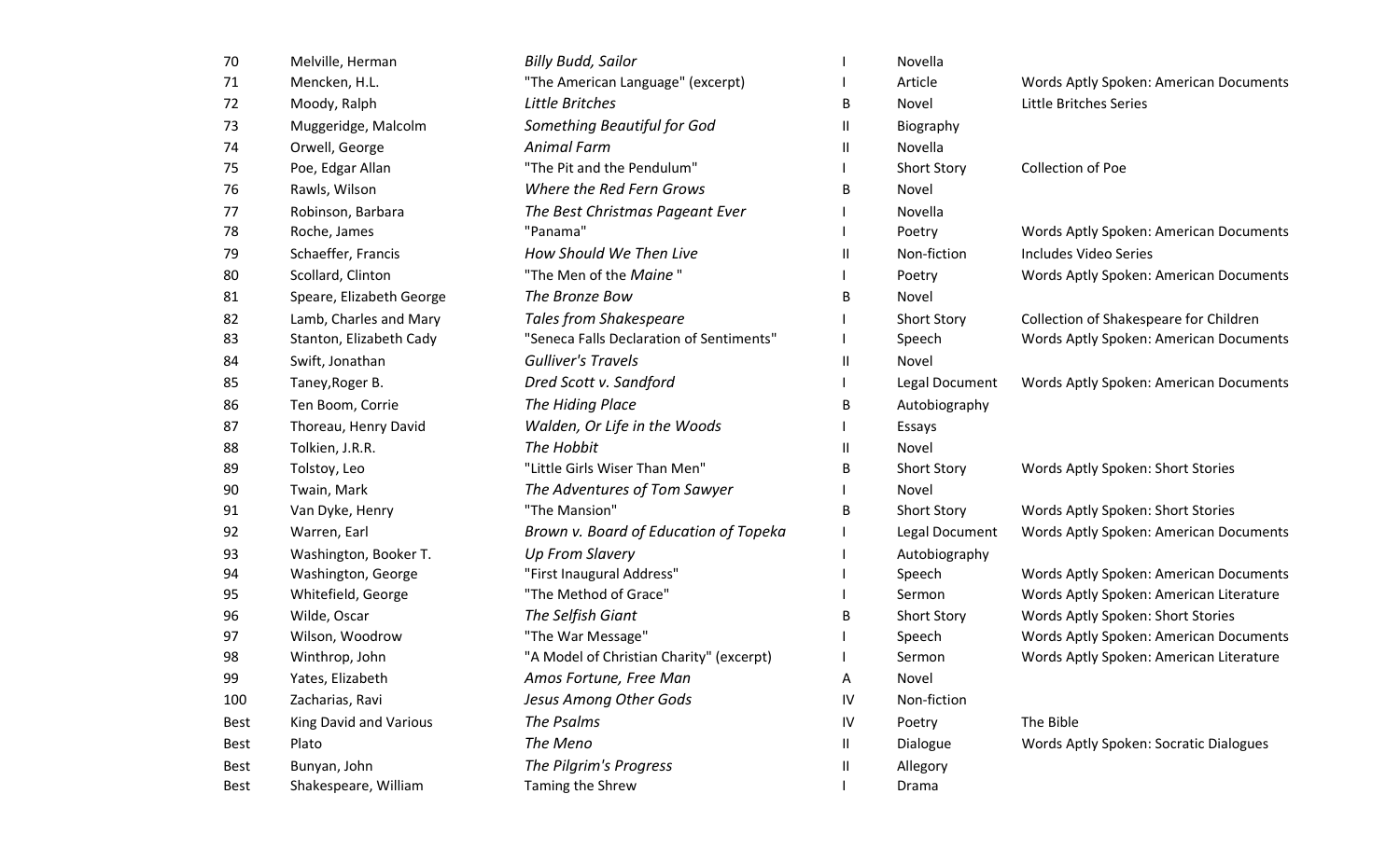| | | | | | |
|---|---|---|---|---|---|
| 70 | Melville, Herman | *Billy Budd, Sailor* | I | Novella | |
| 71 | Mencken, H.L. | "The American Language" (excerpt) | I | Article | Words Aptly Spoken: American Documents |
| 72 | Moody, Ralph | *Little Britches* | B | Novel | Little Britches Series |
| 73 | Muggeridge, Malcolm | *Something Beautiful for God* | II | Biography | |
| 74 | Orwell, George | *Animal Farm* | II | Novella | |
| 75 | Poe, Edgar Allan | "The Pit and the Pendulum" | I | Short Story | Collection of Poe |
| 76 | Rawls, Wilson | *Where the Red Fern Grows* | B | Novel | |
| 77 | Robinson, Barbara | *The Best Christmas Pageant Ever* | I | Novella | |
| 78 | Roche, James | "Panama" | I | Poetry | Words Aptly Spoken: American Documents |
| 79 | Schaeffer, Francis | *How Should We Then Live* | II | Non-fiction | Includes Video Series |
| 80 | Scollard, Clinton | "The Men of the *Maine* " | I | Poetry | Words Aptly Spoken: American Documents |
| 81 | Speare, Elizabeth George | *The Bronze Bow* | B | Novel | |
| 82 | Lamb, Charles and Mary | *Tales from Shakespeare* | I | Short Story | Collection of Shakespeare for Children |
| 83 | Stanton, Elizabeth Cady | "Seneca Falls Declaration of Sentiments" | I | Speech | Words Aptly Spoken: American Documents |
| 84 | Swift, Jonathan | *Gulliver's Travels* | II | Novel | |
| 85 | Taney,Roger B. | *Dred Scott v. Sandford* | I | Legal Document | Words Aptly Spoken: American Documents |
| 86 | Ten Boom, Corrie | *The Hiding Place* | B | Autobiography | |
| 87 | Thoreau, Henry David | *Walden, Or Life in the Woods* | I | Essays | |
| 88 | Tolkien, J.R.R. | *The Hobbit* | II | Novel | |
| 89 | Tolstoy, Leo | "Little Girls Wiser Than Men" | B | Short Story | Words Aptly Spoken: Short Stories |
| 90 | Twain, Mark | *The Adventures of Tom Sawyer* | I | Novel | |
| 91 | Van Dyke, Henry | "The Mansion" | B | Short Story | Words Aptly Spoken: Short Stories |
| 92 | Warren, Earl | *Brown v. Board of Education of Topeka* | I | Legal Document | Words Aptly Spoken: American Documents |
| 93 | Washington, Booker T. | *Up From Slavery* | I | Autobiography | |
| 94 | Washington, George | "First Inaugural Address" | I | Speech | Words Aptly Spoken: American Documents |
| 95 | Whitefield, George | "The Method of Grace" | I | Sermon | Words Aptly Spoken: American Literature |
| 96 | Wilde, Oscar | *The Selfish Giant* | B | Short Story | Words Aptly Spoken: Short Stories |
| 97 | Wilson, Woodrow | "The War Message" | I | Speech | Words Aptly Spoken: American Documents |
| 98 | Winthrop, John | "A Model of Christian Charity" (excerpt) | I | Sermon | Words Aptly Spoken: American Literature |
| 99 | Yates, Elizabeth | *Amos Fortune, Free Man* | A | Novel | |
| 100 | Zacharias, Ravi | *Jesus Among Other Gods* | IV | Non-fiction | |
| Best | King David and Various | *The Psalms* | IV | Poetry | The Bible |
| Best | Plato | *The Meno* | II | Dialogue | Words Aptly Spoken: Socratic Dialogues |
| Best | Bunyan, John | *The Pilgrim's Progress* | II | Allegory | |
| Best | Shakespeare, William | Taming the Shrew | I | Drama | |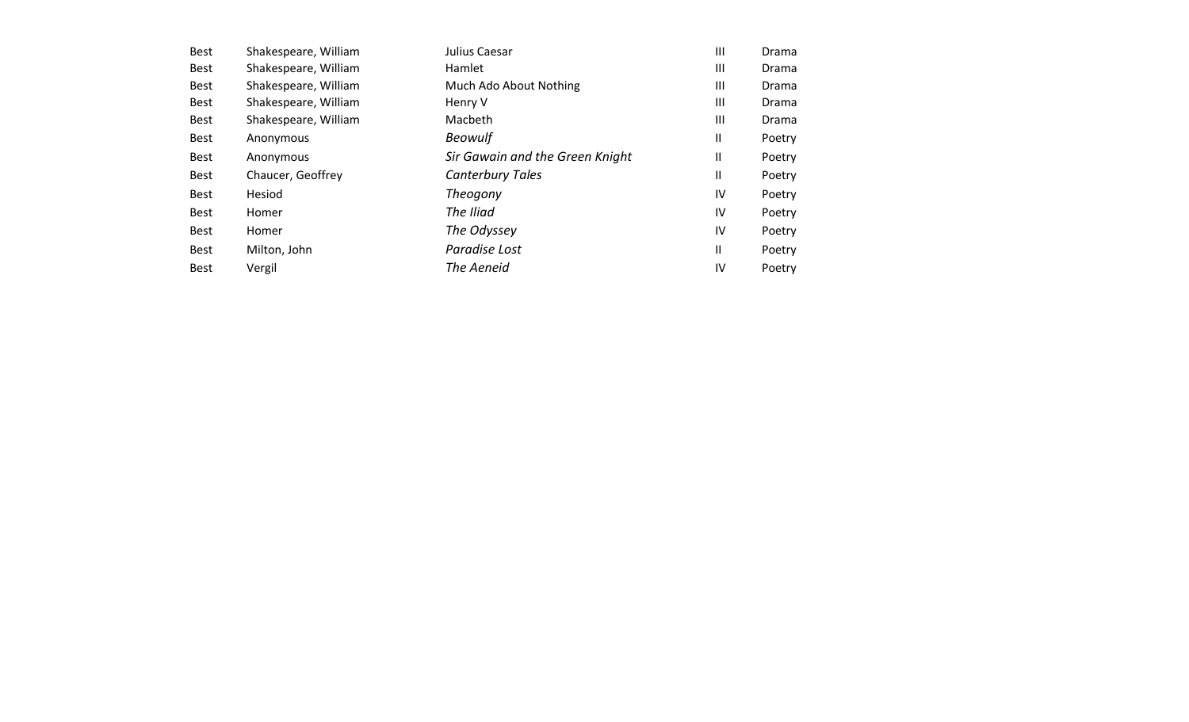| | | | | |
|---|---|---|---|---|
| Best | Shakespeare, William | Julius Caesar | III | Drama |
| Best | Shakespeare, William | Hamlet | III | Drama |
| Best | Shakespeare, William | Much Ado About Nothing | III | Drama |
| Best | Shakespeare, William | Henry V | III | Drama |
| Best | Shakespeare, William | Macbeth | III | Drama |
| Best | Anonymous | *Beowulf* | II | Poetry |
| Best | Anonymous | *Sir Gawain and the Green Knight* | II | Poetry |
| Best | Chaucer, Geoffrey | *Canterbury Tales* | II | Poetry |
| Best | Hesiod | *Theogony* | IV | Poetry |
| Best | Homer | *The Iliad* | IV | Poetry |
| Best | Homer | *The Odyssey* | IV | Poetry |
| Best | Milton, John | *Paradise Lost* | II | Poetry |
| Best | Vergil | *The Aeneid* | IV | Poetry |